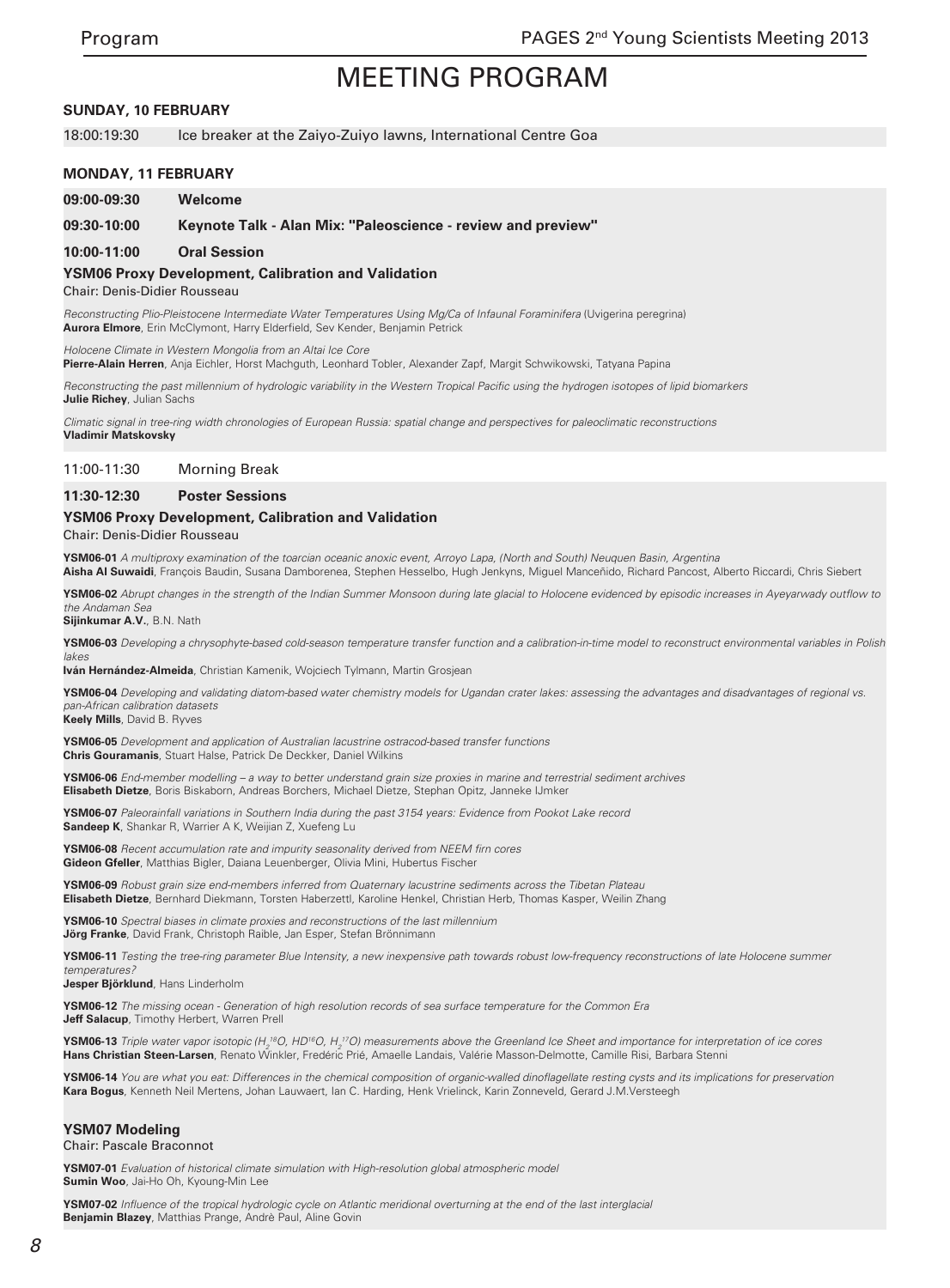# MEETING PROGRAM

**SUNDAY, 10 FEBRUARY**

18:00:19:30 Ice breaker at the Zaiyo-Zuiyo lawns, International Centre Goa

**MONDAY, 11 FEBRUARY**

**09:00-09:30 Welcome**

**09:30-10:00 Keynote Talk - Alan Mix: "Paleoscience - review and preview"**

**10:00-11:00 Oral Session**

### YSM06 Proxy Development, Calibration and Validation

Chair: Denis-Didier Rousseau

*Reconstructing Plio-Pleistocene Intermediate Water Temperatures Using Mg/Ca of Infaunal Foraminifera* (Uvigerina peregrina)
**Aurora Elmore**, Erin McClymont, Harry Elderfield, Sev Kender, Benjamin Petrick

*Holocene Climate in Western Mongolia from an Altai Ice Core*
**Pierre-Alain Herren**, Anja Eichler, Horst Machguth, Leonhard Tobler, Alexander Zapf, Margit Schwikowski, Tatyana Papina

*Reconstructing the past millennium of hydrologic variability in the Western Tropical Pacific using the hydrogen isotopes of lipid biomarkers*
**Julie Richey**, Julian Sachs

*Climatic signal in tree-ring width chronologies of European Russia: spatial change and perspectives for paleoclimatic reconstructions*
**Vladimir Matskovsky**

11:00-11:30 Morning Break

**11:30-12:30 Poster Sessions**

### YSM06 Proxy Development, Calibration and Validation

Chair: Denis-Didier Rousseau

**YSM06-01** *A multiproxy examination of the toarcian oceanic anoxic event, Arroyo Lapa, (North and South) Neuquen Basin, Argentina*
**Aisha Al Suwaidi**, François Baudin, Susana Damborenea, Stephen Hesselbo, Hugh Jenkyns, Miguel Manceñido, Richard Pancost, Alberto Riccardi, Chris Siebert

**YSM06-02** *Abrupt changes in the strength of the Indian Summer Monsoon during late glacial to Holocene evidenced by episodic increases in Ayeyarwady outflow to the Andaman Sea*
**Sijinkumar A.V.**, B.N. Nath

**YSM06-03** *Developing a chrysophyte-based cold-season temperature transfer function and a calibration-in-time model to reconstruct environmental variables in Polish lakes*
**Iván Hernández-Almeida**, Christian Kamenik, Wojciech Tylmann, Martin Grosjean

**YSM06-04** *Developing and validating diatom-based water chemistry models for Ugandan crater lakes: assessing the advantages and disadvantages of regional vs. pan-African calibration datasets*
**Keely Mills**, David B. Ryves

**YSM06-05** *Development and application of Australian lacustrine ostracod-based transfer functions*
**Chris Gouramanis**, Stuart Halse, Patrick De Deckker, Daniel Wilkins

**YSM06-06** *End-member modelling – a way to better understand grain size proxies in marine and terrestrial sediment archives*
**Elisabeth Dietze**, Boris Biskaborn, Andreas Borchers, Michael Dietze, Stephan Opitz, Janneke IJmker

**YSM06-07** *Paleorainfall variations in Southern India during the past 3154 years: Evidence from Pookot Lake record*
**Sandeep K**, Shankar R, Warrier A K, Weijian Z, Xuefeng Lu

**YSM06-08** *Recent accumulation rate and impurity seasonality derived from NEEM firn cores*
**Gideon Gfeller**, Matthias Bigler, Daiana Leuenberger, Olivia Mini, Hubertus Fischer

**YSM06-09** *Robust grain size end-members inferred from Quaternary lacustrine sediments across the Tibetan Plateau*
**Elisabeth Dietze**, Bernhard Diekmann, Torsten Haberzettl, Karoline Henkel, Christian Herb, Thomas Kasper, Weilin Zhang

**YSM06-10** *Spectral biases in climate proxies and reconstructions of the last millennium*
**Jörg Franke**, David Frank, Christoph Raible, Jan Esper, Stefan Brönnimann

**YSM06-11** *Testing the tree-ring parameter Blue Intensity, a new inexpensive path towards robust low-frequency reconstructions of late Holocene summer temperatures?*
**Jesper Björklund**, Hans Linderholm

**YSM06-12** *The missing ocean - Generation of high resolution records of sea surface temperature for the Common Era*
**Jeff Salacup**, Timothy Herbert, Warren Prell

**YSM06-13** *Triple water vapor isotopic ($H_2^{18}O$, $HD^{16}O$, $H_2^{17}O$) measurements above the Greenland Ice Sheet and importance for interpretation of ice cores*
**Hans Christian Steen-Larsen**, Renato Winkler, Fredéric Prié, Amaelle Landais, Valérie Masson-Delmotte, Camille Risi, Barbara Stenni

**YSM06-14** *You are what you eat: Differences in the chemical composition of organic-walled dinoflagellate resting cysts and its implications for preservation*
**Kara Bogus**, Kenneth Neil Mertens, Johan Lauwaert, Ian C. Harding, Henk Vrielinck, Karin Zonneveld, Gerard J.M.Versteegh

### YSM07 Modeling

Chair: Pascale Braconnot

**YSM07-01** *Evaluation of historical climate simulation with High-resolution global atmospheric model*
**Sumin Woo**, Jai-Ho Oh, Kyoung-Min Lee

**YSM07-02** *Influence of the tropical hydrologic cycle on Atlantic meridional overturning at the end of the last interglacial*
**Benjamin Blazey**, Matthias Prange, André Paul, Aline Govin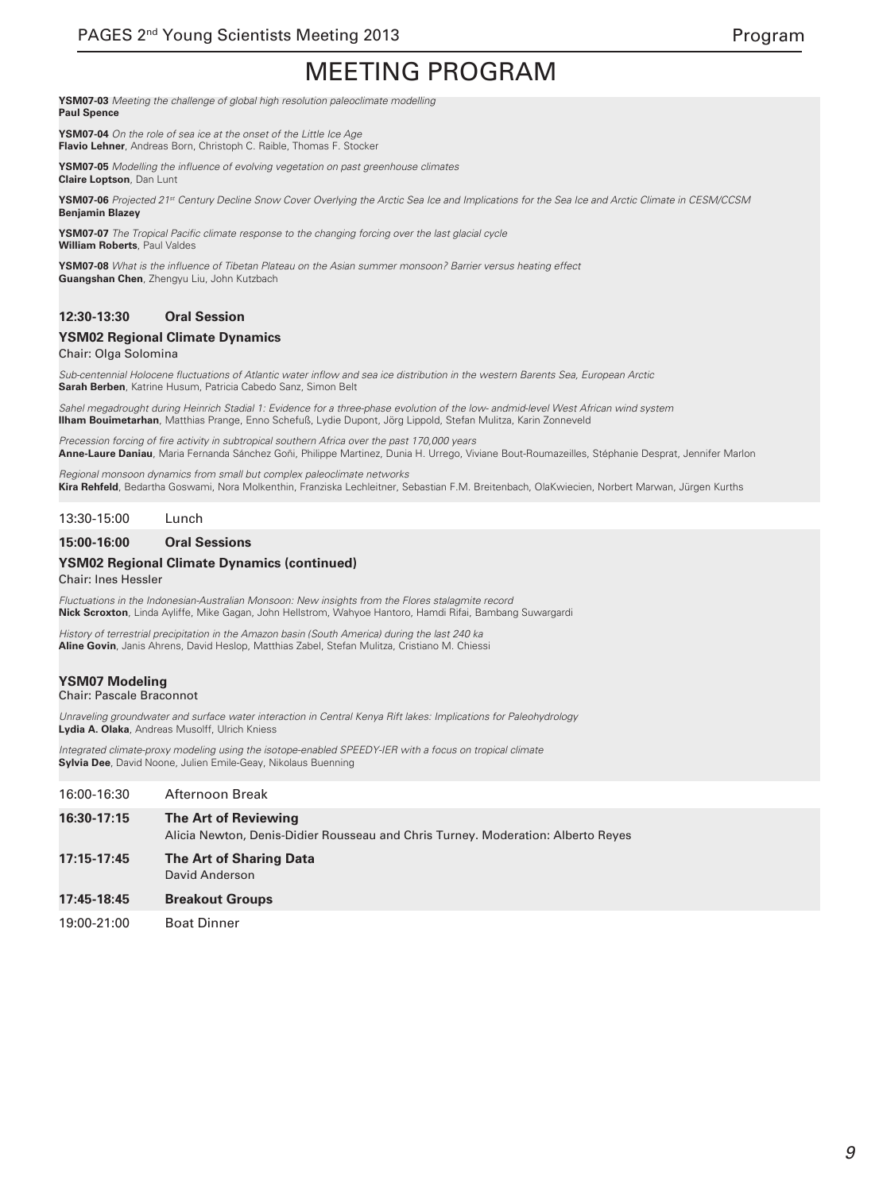# MEETING PROGRAM

**YSM07-03** *Meeting the challenge of global high resolution paleoclimate modelling*
**Paul Spence**

**YSM07-04** *On the role of sea ice at the onset of the Little Ice Age*
**Flavio Lehner**, Andreas Born, Christoph C. Raible, Thomas F. Stocker

**YSM07-05** *Modelling the influence of evolving vegetation on past greenhouse climates*
**Claire Loptson**, Dan Lunt

**YSM07-06** *Projected 21st Century Decline Snow Cover Overlying the Arctic Sea Ice and Implications for the Sea Ice and Arctic Climate in CESM/CCSM*
**Benjamin Blazey**

**YSM07-07** *The Tropical Pacific climate response to the changing forcing over the last glacial cycle*
**William Roberts**, Paul Valdes

**YSM07-08** *What is the influence of Tibetan Plateau on the Asian summer monsoon? Barrier versus heating effect*
**Guangshan Chen**, Zhengyu Liu, John Kutzbach

## 12:30-13:30 Oral Session

### YSM02 Regional Climate Dynamics

Chair: Olga Solomina

*Sub-centennial Holocene fluctuations of Atlantic water inflow and sea ice distribution in the western Barents Sea, European Arctic*
**Sarah Berben**, Katrine Husum, Patricia Cabedo Sanz, Simon Belt

*Sahel megadrought during Heinrich Stadial 1: Evidence for a three-phase evolution of the low- andmid-level West African wind system*
**Ilham Bouimetarhan**, Matthias Prange, Enno Schefuß, Lydie Dupont, Jörg Lippold, Stefan Mulitza, Karin Zonneveld

*Precession forcing of fire activity in subtropical southern Africa over the past 170,000 years*
**Anne-Laure Daniau**, Maria Fernanda Sánchez Goñi, Philippe Martinez, Dunia H. Urrego, Viviane Bout-Roumazeilles, Stéphanie Desprat, Jennifer Marlon

*Regional monsoon dynamics from small but complex paleoclimate networks*
**Kira Rehfeld**, Bedartha Goswami, Nora Molkenthin, Franziska Lechleitner, Sebastian F.M. Breitenbach, OlaKwiecien, Norbert Marwan, Jürgen Kurths

13:30-15:00 Lunch

## 15:00-16:00 Oral Sessions

### YSM02 Regional Climate Dynamics (continued)

Chair: Ines Hessler

*Fluctuations in the Indonesian-Australian Monsoon: New insights from the Flores stalagmite record*
**Nick Scroxton**, Linda Ayliffe, Mike Gagan, John Hellstrom, Wahyoe Hantoro, Hamdi Rifai, Bambang Suwargardi

*History of terrestrial precipitation in the Amazon basin (South America) during the last 240 ka*
**Aline Govin**, Janis Ahrens, David Heslop, Matthias Zabel, Stefan Mulitza, Cristiano M. Chiessi

### YSM07 Modeling

Chair: Pascale Braconnot

*Unraveling groundwater and surface water interaction in Central Kenya Rift lakes: Implications for Paleohydrology*
**Lydia A. Olaka**, Andreas Musolff, Ulrich Kniess

*Integrated climate-proxy modeling using the isotope-enabled SPEEDY-IER with a focus on tropical climate*
**Sylvia Dee**, David Noone, Julien Emile-Geay, Nikolaus Buenning

16:00-16:30 Afternoon Break

**16:30-17:15** **The Art of Reviewing**
Alicia Newton, Denis-Didier Rousseau and Chris Turney. Moderation: Alberto Reyes

**17:15-17:45** **The Art of Sharing Data**
David Anderson

**17:45-18:45** **Breakout Groups**

19:00-21:00 Boat Dinner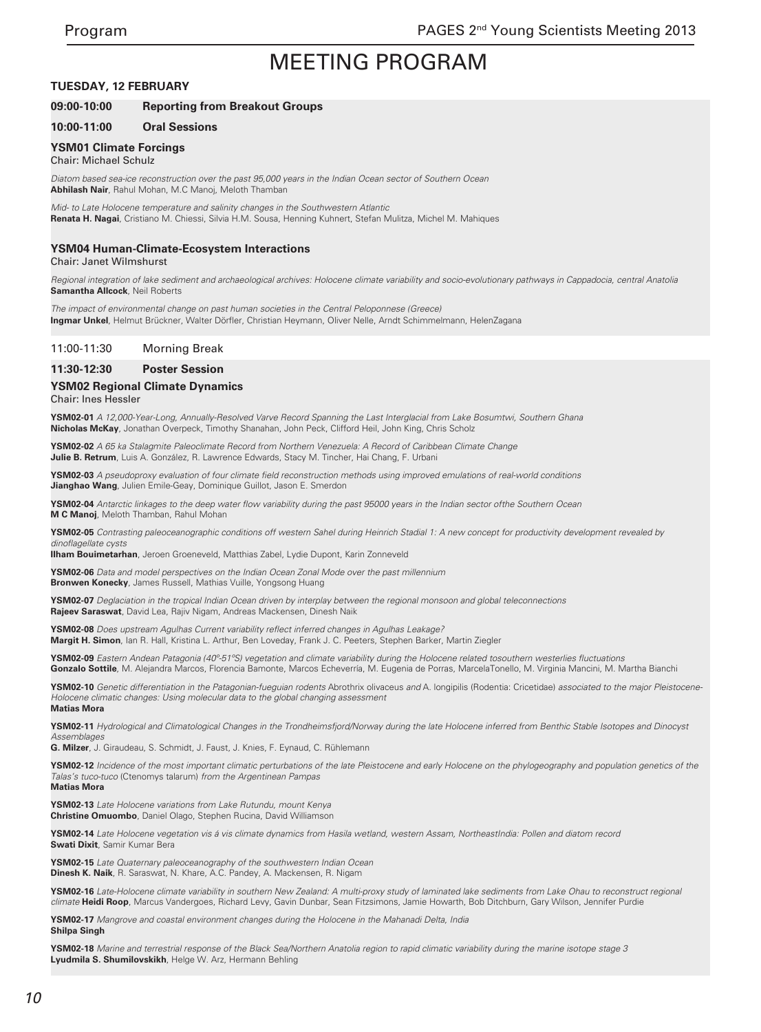# MEETING PROGRAM

**TUESDAY, 12 FEBRUARY**

**09:00-10:00 Reporting from Breakout Groups**

**10:00-11:00 Oral Sessions**

### YSM01 Climate Forcings

Chair: Michael Schulz

*Diatom based sea-ice reconstruction over the past 95,000 years in the Indian Ocean sector of Southern Ocean*
**Abhilash Nair**, Rahul Mohan, M.C Manoj, Meloth Thamban

*Mid- to Late Holocene temperature and salinity changes in the Southwestern Atlantic*
**Renata H. Nagai**, Cristiano M. Chiessi, Silvia H.M. Sousa, Henning Kuhnert, Stefan Mulitza, Michel M. Mahiques

### YSM04 Human-Climate-Ecosystem Interactions

Chair: Janet Wilmshurst

*Regional integration of lake sediment and archaeological archives: Holocene climate variability and socio-evolutionary pathways in Cappadocia, central Anatolia*
**Samantha Allcock**, Neil Roberts

*The impact of environmental change on past human societies in the Central Peloponnese (Greece)*
**Ingmar Unkel**, Helmut Brückner, Walter Dörfler, Christian Heymann, Oliver Nelle, Arndt Schimmelmann, HelenZagana

11:00-11:30 Morning Break

**11:30-12:30 Poster Session**

### YSM02 Regional Climate Dynamics

Chair: Ines Hessler

**YSM02-01** *A 12,000-Year-Long, Annually-Resolved Varve Record Spanning the Last Interglacial from Lake Bosumtwi, Southern Ghana*
**Nicholas McKay**, Jonathan Overpeck, Timothy Shanahan, John Peck, Clifford Heil, John King, Chris Scholz

**YSM02-02** *A 65 ka Stalagmite Paleoclimate Record from Northern Venezuela: A Record of Caribbean Climate Change*
**Julie B. Retrum**, Luis A. González, R. Lawrence Edwards, Stacy M. Tincher, Hai Chang, F. Urbani

**YSM02-03** *A pseudoproxy evaluation of four climate field reconstruction methods using improved emulations of real-world conditions*
**Jianghao Wang**, Julien Emile-Geay, Dominique Guillot, Jason E. Smerdon

**YSM02-04** *Antarctic linkages to the deep water flow variability during the past 95000 years in the Indian sector ofthe Southern Ocean*
**M C Manoj**, Meloth Thamban, Rahul Mohan

**YSM02-05** *Contrasting paleoceanographic conditions off western Sahel during Heinrich Stadial 1: A new concept for productivity development revealed by dinoflagellate cysts*
**Ilham Bouimetarhan**, Jeroen Groeneveld, Matthias Zabel, Lydie Dupont, Karin Zonneveld

**YSM02-06** *Data and model perspectives on the Indian Ocean Zonal Mode over the past millennium*
**Bronwen Konecky**, James Russell, Mathias Vuille, Yongsong Huang

**YSM02-07** *Deglaciation in the tropical Indian Ocean driven by interplay between the regional monsoon and global teleconnections*
**Rajeev Saraswat**, David Lea, Rajiv Nigam, Andreas Mackensen, Dinesh Naik

**YSM02-08** *Does upstream Agulhas Current variability reflect inferred changes in Agulhas Leakage?*
**Margit H. Simon**, Ian R. Hall, Kristina L. Arthur, Ben Loveday, Frank J. C. Peeters, Stephen Barker, Martin Ziegler

**YSM02-09** *Eastern Andean Patagonia (40º-51ºS) vegetation and climate variability during the Holocene related tosouthern westerlies fluctuations*
**Gonzalo Sottile**, M. Alejandra Marcos, Florencia Bamonte, Marcos Echeverría, M. Eugenia de Porras, MarcelaTonello, M. Virginia Mancini, M. Martha Bianchi

**YSM02-10** *Genetic differentiation in the Patagonian-fueguian rodents* Abrothrix olivaceus *and* A. longipilis (Rodentia: Cricetidae) *associated to the major Pleistocene-Holocene climatic changes: Using molecular data to the global changing assessment*
**Matias Mora**

**YSM02-11** *Hydrological and Climatological Changes in the Trondheimsfjord/Norway during the late Holocene inferred from Benthic Stable Isotopes and Dinocyst Assemblages*
**G. Milzer**, J. Giraudeau, S. Schmidt, J. Faust, J. Knies, F. Eynaud, C. Rühlemann

**YSM02-12** *Incidence of the most important climatic perturbations of the late Pleistocene and early Holocene on the phylogeography and population genetics of the Talas's tuco-tuco* (Ctenomys talarum) *from the Argentinean Pampas*
**Matias Mora**

**YSM02-13** *Late Holocene variations from Lake Rutundu, mount Kenya*
**Christine Omuombo**, Daniel Olago, Stephen Rucina, David Williamson

**YSM02-14** *Late Holocene vegetation vis á vis climate dynamics from Hasila wetland, western Assam, NortheastIndia: Pollen and diatom record*
**Swati Dixit**, Samir Kumar Bera

**YSM02-15** *Late Quaternary paleoceanography of the southwestern Indian Ocean*
**Dinesh K. Naik**, R. Saraswat, N. Khare, A.C. Pandey, A. Mackensen, R. Nigam

**YSM02-16** *Late-Holocene climate variability in southern New Zealand: A multi-proxy study of laminated lake sediments from Lake Ohau to reconstruct regional climate* **Heidi Roop**, Marcus Vandergoes, Richard Levy, Gavin Dunbar, Sean Fitzsimons, Jamie Howarth, Bob Ditchburn, Gary Wilson, Jennifer Purdie

**YSM02-17** *Mangrove and coastal environment changes during the Holocene in the Mahanadi Delta, India*
**Shilpa Singh**

**YSM02-18** *Marine and terrestrial response of the Black Sea/Northern Anatolia region to rapid climatic variability during the marine isotope stage 3*
**Lyudmila S. Shumilovskikh**, Helge W. Arz, Hermann Behling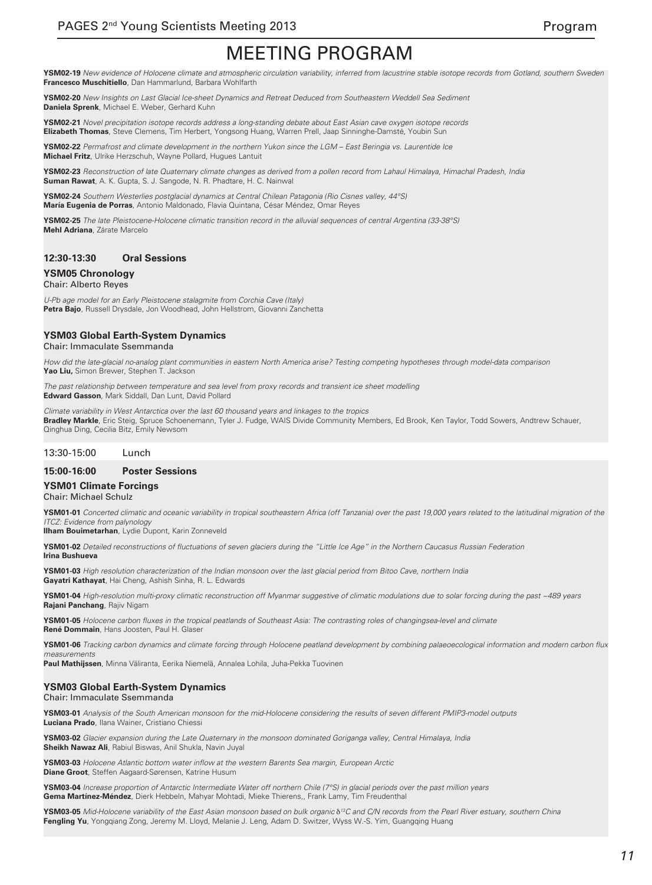# MEETING PROGRAM

**YSM02-19** *New evidence of Holocene climate and atmospheric circulation variability, inferred from lacustrine stable isotope records from Gotland, southern Sweden*
**Francesco Muschitiello**, Dan Hammarlund, Barbara Wohlfarth

**YSM02-20** *New Insights on Last Glacial Ice-sheet Dynamics and Retreat Deduced from Southeastern Weddell Sea Sediment*
**Daniela Sprenk**, Michael E. Weber, Gerhard Kuhn

**YSM02-21** *Novel precipitation isotope records address a long-standing debate about East Asian cave oxygen isotope records*
**Elizabeth Thomas**, Steve Clemens, Tim Herbert, Yongsong Huang, Warren Prell, Jaap Sinninghe-Damsté, Youbin Sun

**YSM02-22** *Permafrost and climate development in the northern Yukon since the LGM – East Beringia vs. Laurentide Ice*
**Michael Fritz**, Ulrike Herzschuh, Wayne Pollard, Hugues Lantuit

**YSM02-23** *Reconstruction of late Quaternary climate changes as derived from a pollen record from Lahaul Himalaya, Himachal Pradesh, India*
**Suman Rawat**, A. K. Gupta, S. J. Sangode, N. R. Phadtare, H. C. Nainwal

**YSM02-24** *Southern Westerlies postglacial dynamics at Central Chilean Patagonia (Rio Cisnes valley, 44°S)*
**María Eugenia de Porras**, Antonio Maldonado, Flavia Quintana, César Méndez, Omar Reyes

**YSM02-25** *The late Pleistocene-Holocene climatic transition record in the alluvial sequences of central Argentina (33-38°S)*
**Mehl Adriana**, Zárate Marcelo

## 12:30-13:30 Oral Sessions

### YSM05 Chronology
Chair: Alberto Reyes

*U-Pb age model for an Early Pleistocene stalagmite from Corchia Cave (Italy)*
**Petra Bajo**, Russell Drysdale, Jon Woodhead, John Hellstrom, Giovanni Zanchetta

### YSM03 Global Earth-System Dynamics
Chair: Immaculate Ssemmanda

*How did the late-glacial no-analog plant communities in eastern North America arise? Testing competing hypotheses through model-data comparison*
**Yao Liu,** Simon Brewer, Stephen T. Jackson

*The past relationship between temperature and sea level from proxy records and transient ice sheet modelling*
**Edward Gasson**, Mark Siddall, Dan Lunt, David Pollard

*Climate variability in West Antarctica over the last 60 thousand years and linkages to the tropics*
**Bradley Markle**, Eric Steig, Spruce Schoenemann, Tyler J. Fudge, WAIS Divide Community Members, Ed Brook, Ken Taylor, Todd Sowers, Andtrew Schauer, Qinghua Ding, Cecilia Bitz, Emily Newsom

## 13:30-15:00 Lunch

## 15:00-16:00 Poster Sessions

### YSM01 Climate Forcings
Chair: Michael Schulz

**YSM01-01** *Concerted climatic and oceanic variability in tropical southeastern Africa (off Tanzania) over the past 19,000 years related to the latitudinal migration of the ITCZ: Evidence from palynology*
**Ilham Bouimetarhan**, Lydie Dupont, Karin Zonneveld

**YSM01-02** *Detailed reconstructions of fluctuations of seven glaciers during the "Little Ice Age" in the Northern Caucasus Russian Federation*
**Irina Bushueva**

**YSM01-03** *High resolution characterization of the Indian monsoon over the last glacial period from Bitoo Cave, northern India*
**Gayatri Kathayat**, Hai Cheng, Ashish Sinha, R. L. Edwards

**YSM01-04** *High-resolution multi-proxy climatic reconstruction off Myanmar suggestive of climatic modulations due to solar forcing during the past ~489 years*
**Rajani Panchang**, Rajiv Nigam

**YSM01-05** *Holocene carbon fluxes in the tropical peatlands of Southeast Asia: The contrasting roles of changingsea-level and climate*
**René Dommain**, Hans Joosten, Paul H. Glaser

**YSM01-06** *Tracking carbon dynamics and climate forcing through Holocene peatland development by combining palaeoecological information and modern carbon flux measurements*
**Paul Mathijssen**, Minna Väliranta, Eerika Niemelä, Annalea Lohila, Juha-Pekka Tuovinen

### YSM03 Global Earth-System Dynamics
Chair: Immaculate Ssemmanda

**YSM03-01** *Analysis of the South American monsoon for the mid-Holocene considering the results of seven different PMIP3-model outputs*
**Luciana Prado**, Ilana Wainer, Cristiano Chiessi

**YSM03-02** *Glacier expansion during the Late Quaternary in the monsoon dominated Goriganga valley, Central Himalaya, India*
**Sheikh Nawaz Ali**, Rabiul Biswas, Anil Shukla, Navin Juyal

**YSM03-03** *Holocene Atlantic bottom water inflow at the western Barents Sea margin, European Arctic*
**Diane Groot**, Steffen Aagaard-Sørensen, Katrine Husum

**YSM03-04** *Increase proportion of Antarctic Intermediate Water off northern Chile (7°S) in glacial periods over the past million years*
**Gema Martínez-Méndez**, Dierk Hebbeln, Mahyar Mohtadi, Mieke Thierens,, Frank Lamy, Tim Freudenthal

**YSM03-05** *Mid-Holocene variability of the East Asian monsoon based on bulk organic $\delta^{13}C$ and C/N records from the Pearl River estuary, southern China*
**Fengling Yu**, Yongqiang Zong, Jeremy M. Lloyd, Melanie J. Leng, Adam D. Switzer, Wyss W.-S. Yim, Guangqing Huang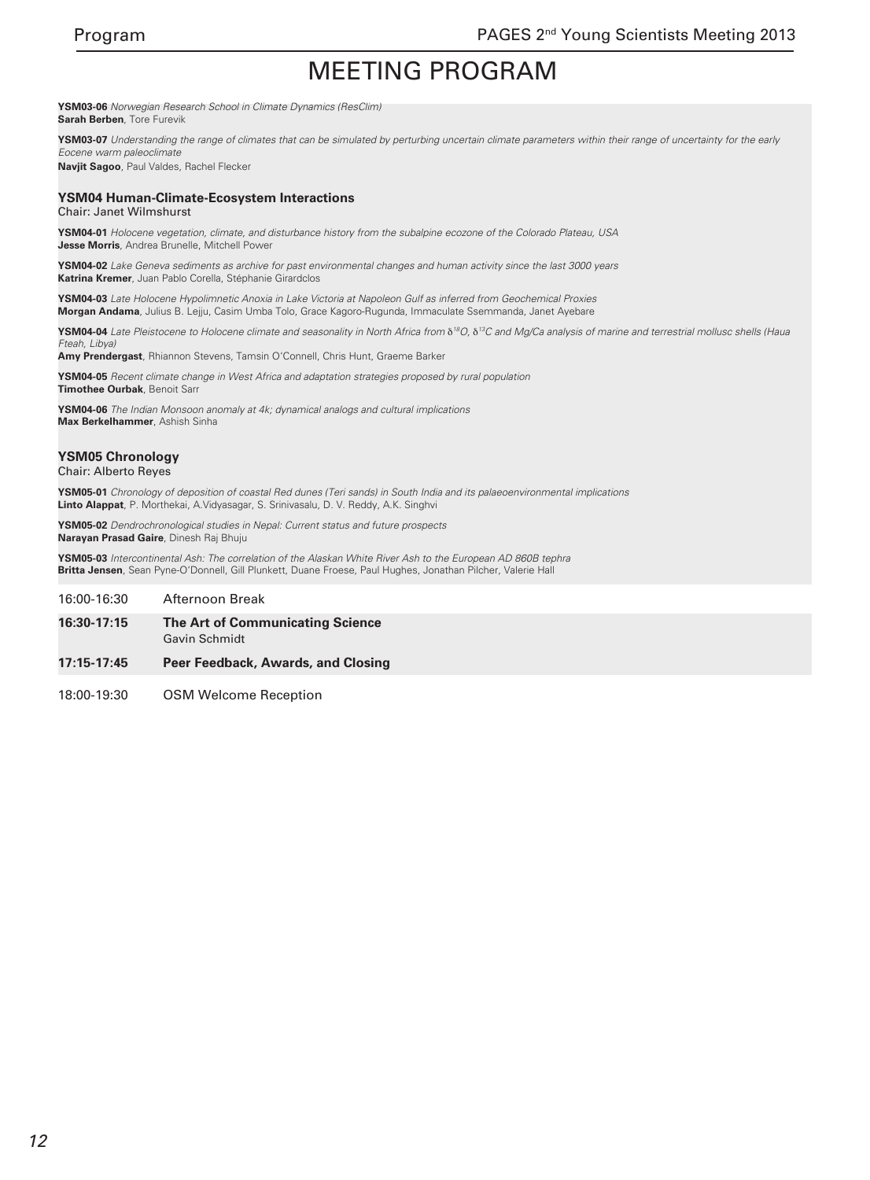# MEETING PROGRAM

**YSM03-06** *Norwegian Research School in Climate Dynamics (ResClim)*
**Sarah Berben**, Tore Furevik

**YSM03-07** *Understanding the range of climates that can be simulated by perturbing uncertain climate parameters within their range of uncertainty for the early Eocene warm paleoclimate*
**Navjit Sagoo**, Paul Valdes, Rachel Flecker

### YSM04 Human-Climate-Ecosystem Interactions

Chair: Janet Wilmshurst

**YSM04-01** *Holocene vegetation, climate, and disturbance history from the subalpine ecozone of the Colorado Plateau, USA*
**Jesse Morris**, Andrea Brunelle, Mitchell Power

**YSM04-02** *Lake Geneva sediments as archive for past environmental changes and human activity since the last 3000 years*
**Katrina Kremer**, Juan Pablo Corella, Stéphanie Girardclos

**YSM04-03** *Late Holocene Hypolimnetic Anoxia in Lake Victoria at Napoleon Gulf as inferred from Geochemical Proxies*
**Morgan Andama**, Julius B. Lejju, Casim Umba Tolo, Grace Kagoro-Rugunda, Immaculate Ssemmanda, Janet Ayebare

**YSM04-04** *Late Pleistocene to Holocene climate and seasonality in North Africa from $\delta^{18}O$, $\delta^{13}C$ and Mg/Ca analysis of marine and terrestrial mollusc shells (Haua Fteah, Libya)*
**Amy Prendergast**, Rhiannon Stevens, Tamsin O'Connell, Chris Hunt, Graeme Barker

**YSM04-05** *Recent climate change in West Africa and adaptation strategies proposed by rural population*
**Timothee Ourbak**, Benoit Sarr

**YSM04-06** *The Indian Monsoon anomaly at 4k; dynamical analogs and cultural implications*
**Max Berkelhammer**, Ashish Sinha

### YSM05 Chronology

Chair: Alberto Reyes

**YSM05-01** *Chronology of deposition of coastal Red dunes (Teri sands) in South India and its palaeoenvironmental implications*
**Linto Alappat**, P. Morthekai, A.Vidyasagar, S. Srinivasalu, D. V. Reddy, A.K. Singhvi

**YSM05-02** *Dendrochronological studies in Nepal: Current status and future prospects*
**Narayan Prasad Gaire**, Dinesh Raj Bhuju

**YSM05-03** *Intercontinental Ash: The correlation of the Alaskan White River Ash to the European AD 860B tephra*
**Britta Jensen**, Sean Pyne-O'Donnell, Gill Plunkett, Duane Froese, Paul Hughes, Jonathan Pilcher, Valerie Hall

| | |
|---|---|
| 16:00-16:30 | Afternoon Break |
| **16:30-17:15** | **The Art of Communicating Science** Gavin Schmidt |
| **17:15-17:45** | **Peer Feedback, Awards, and Closing** |
| 18:00-19:30 | OSM Welcome Reception |